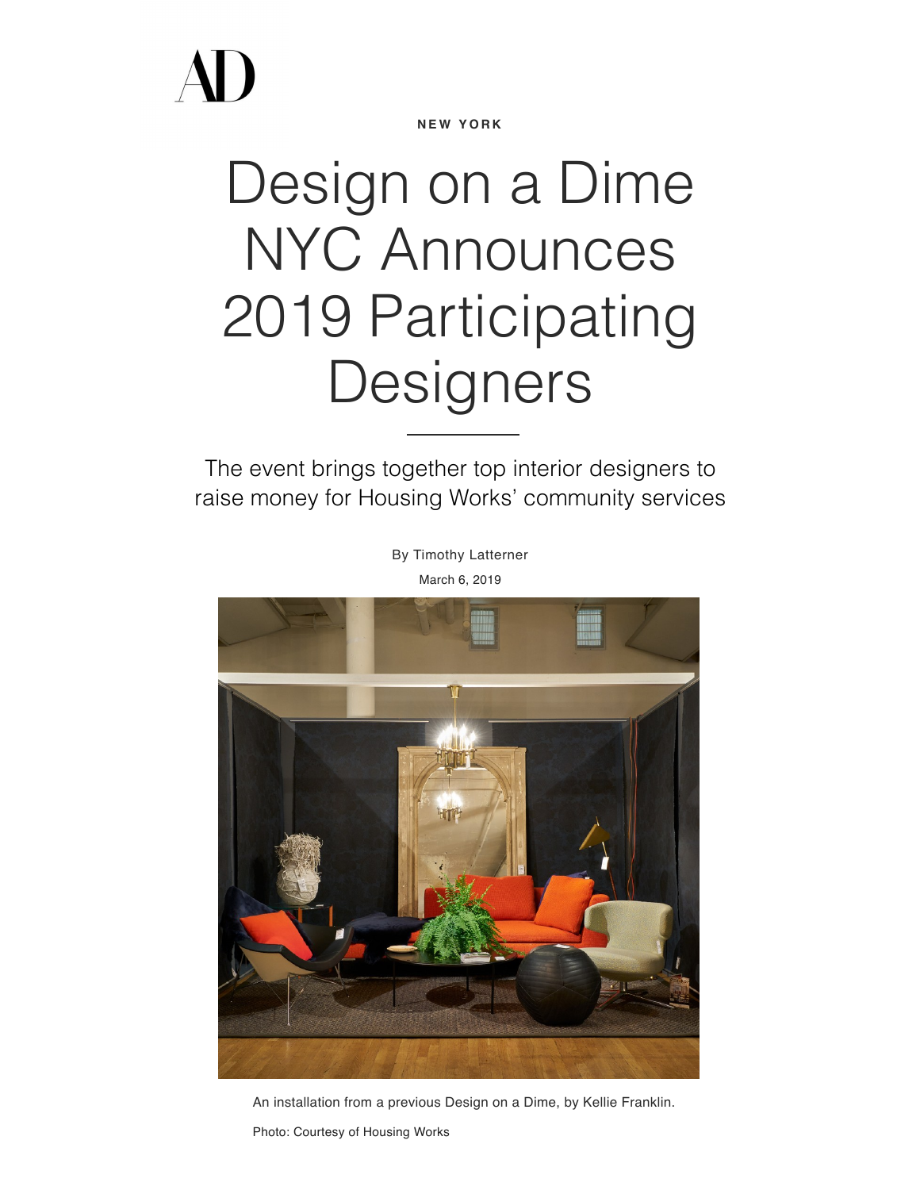NEW YORK

# Design on a Dime NYC Announces 2019 Participating Designers

The event brings together top interior designers to raise money for Housing Works' community services

By Timothy Latterner

March 6, 2019

An installation from a previous Design on a Dime, by Kellie Franklin.

Photo: Courtesy of Housing Works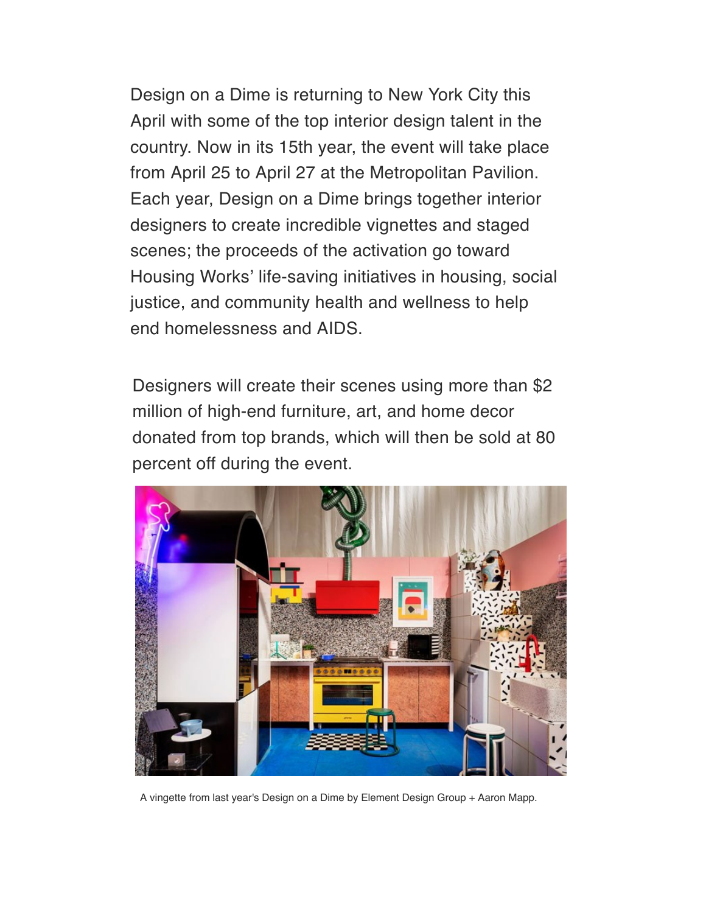Design on a Dime is returning to New York City this April with some of the top interior design talent in the country. Now in its 15th year, the event will take place from April 25 to April 27 at the Metropolitan Pavilion. Each year, Design on a Dime brings together interior designers to create incredible vignettes and staged scenes; the proceeds of the activation go toward Housing Works' life-saving initiatives in housing, social justice, and community health and wellness to help end homelessness and AIDS.

Designers will create their scenes using more than $2 million of high-end furniture, art, and home decor donated from top brands, which will then be sold at 80 percent off during the event.

A vignette from last year's Design on a Dime by Element Design Group + Aaron Mapp.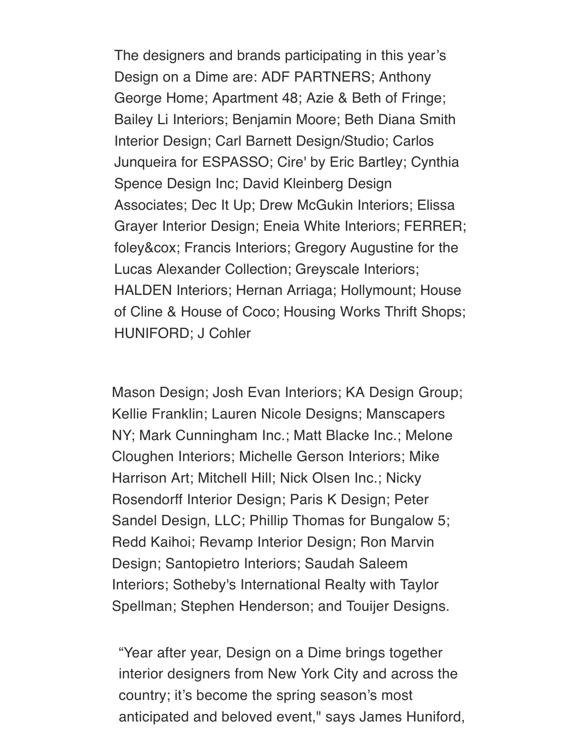The designers and brands participating in this year's Design on a Dime are: ADF PARTNERS; Anthony George Home; Apartment 48; Azie & Beth of Fringe; Bailey Li Interiors; Benjamin Moore; Beth Diana Smith Interior Design; Carl Barnett Design/Studio; Carlos Junqueira for ESPASSO; Cire' by Eric Bartley; Cynthia Spence Design Inc; David Kleinberg Design Associates; Dec It Up; Drew McGukin Interiors; Elissa Grayer Interior Design; Eneia White Interiors; FERRER; foley&cox; Francis Interiors; Gregory Augustine for the Lucas Alexander Collection; Greyscale Interiors; HALDEN Interiors; Hernan Arriaga; Hollymount; House of Cline & House of Coco; Housing Works Thrift Shops; HUNIFORD; J Cohler

Mason Design; Josh Evan Interiors; KA Design Group; Kellie Franklin; Lauren Nicole Designs; Manscapers NY; Mark Cunningham Inc.; Matt Blacke Inc.; Melone Cloughen Interiors; Michelle Gerson Interiors; Mike Harrison Art; Mitchell Hill; Nick Olsen Inc.; Nicky Rosendorff Interior Design; Paris K Design; Peter Sandel Design, LLC; Phillip Thomas for Bungalow 5; Redd Kaihoi; Revamp Interior Design; Ron Marvin Design; Santopietro Interiors; Saudah Saleem Interiors; Sotheby's International Realty with Taylor Spellman; Stephen Henderson; and Touijer Designs.

"Year after year, Design on a Dime brings together interior designers from New York City and across the country; it's become the spring season's most anticipated and beloved event," says James Huniford,